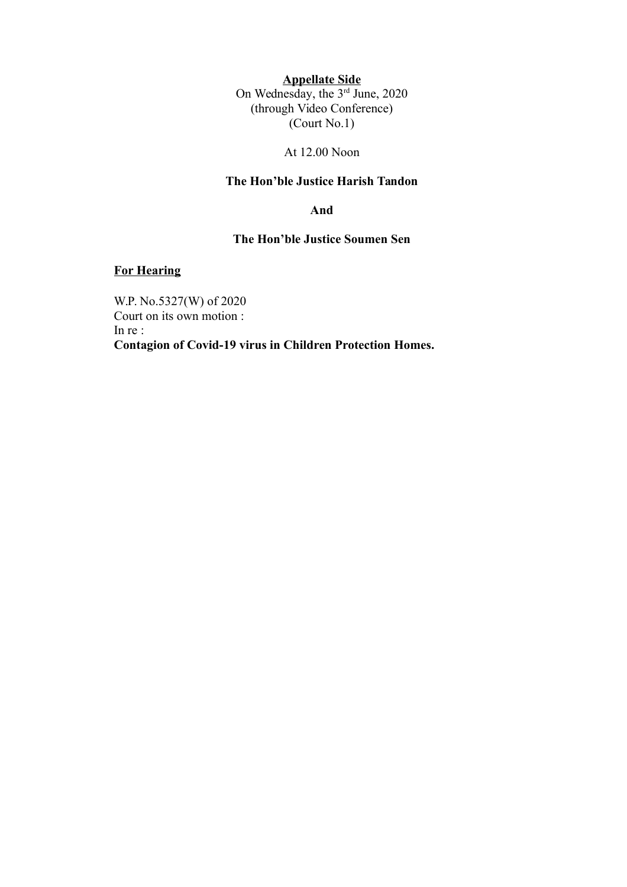**Appellate Side**

On Wednesday, the 3rd June, 2020
(through Video Conference)
(Court No.1)

At 12.00 Noon

**The Hon'ble Justice Harish Tandon**

**And**

**The Hon'ble Justice Soumen Sen**

**For Hearing**

W.P. No.5327(W) of 2020
Court on its own motion :
In re :
**Contagion of Covid-19 virus in Children Protection Homes.**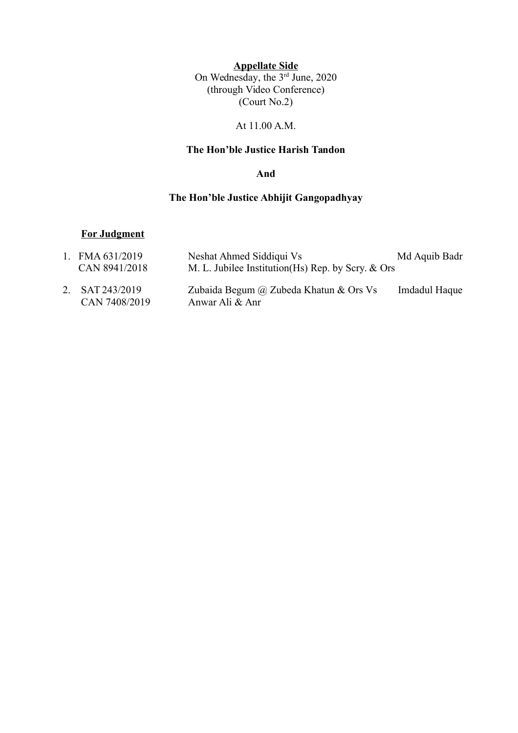**Appellate Side**

On Wednesday, the 3rd June, 2020
(through Video Conference)
(Court No.2)

At 11.00 A.M.

**The Hon'ble Justice Harish Tandon**

**And**

**The Hon'ble Justice Abhijit Gangopadhyay**

**For Judgment**

| | Case No. | Parties | Advocate |
|---|---|---|---|
| 1. | FMA 631/2019<br>CAN 8941/2018 | Neshat Ahmed Siddiqui Vs<br>M. L. Jubilee Institution(Hs) Rep. by Scry. & Ors | Md Aquib Badr |
| 2. | SAT 243/2019<br>CAN 7408/2019 | Zubaida Begum @ Zubeda Khatun & Ors Vs<br>Anwar Ali & Anr | Imdadul Haque |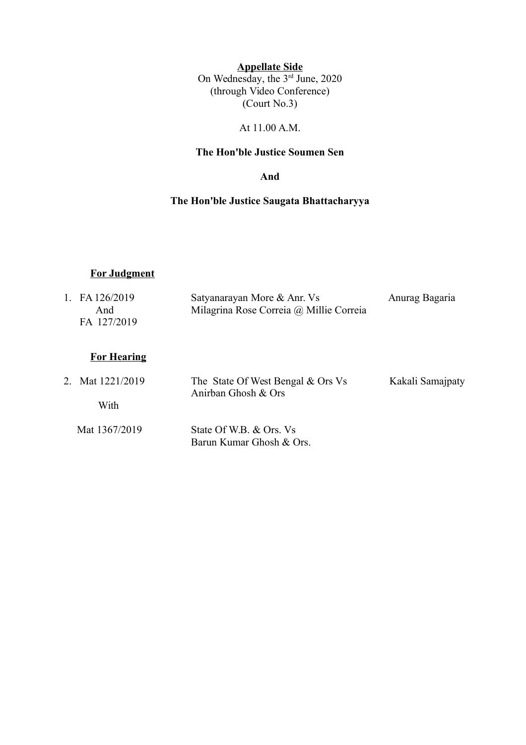**Appellate Side**

On Wednesday, the 3rd June, 2020

(through Video Conference)

(Court No.3)

At 11.00 A.M.

**The Hon'ble Justice Soumen Sen**

**And**

**The Hon'ble Justice Saugata Bhattacharyya**

**For Judgment**

| | | |
|---|---|---|
| 1. FA 126/2019 And FA 127/2019 | Satyanarayan More & Anr. Vs Milagrina Rose Correia @ Millie Correia | Anurag Bagaria |

**For Hearing**

| | | |
|---|---|---|
| 2. Mat 1221/2019 | The State Of West Bengal & Ors Vs Anirban Ghosh & Ors | Kakali Samajpaty |
| With | | |
| Mat 1367/2019 | State Of W.B. & Ors. Vs Barun Kumar Ghosh & Ors. | |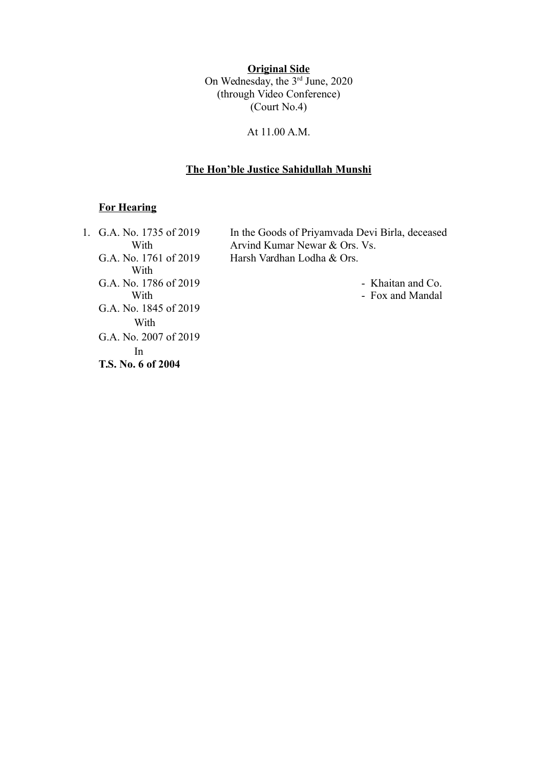**Original Side**

On Wednesday, the 3rd June, 2020
(through Video Conference)
(Court No.4)

At 11.00 A.M.

**The Hon'ble Justice Sahidullah Munshi**

**For Hearing**

1. G.A. No. 1735 of 2019
   With
   G.A. No. 1761 of 2019
   With
   G.A. No. 1786 of 2019
   With
   G.A. No. 1845 of 2019
   With
   G.A. No. 2007 of 2019
   In
   **T.S. No. 6 of 2004**

In the Goods of Priyamvada Devi Birla, deceased
Arvind Kumar Newar & Ors. Vs.
Harsh Vardhan Lodha & Ors.

- Khaitan and Co.
- Fox and Mandal